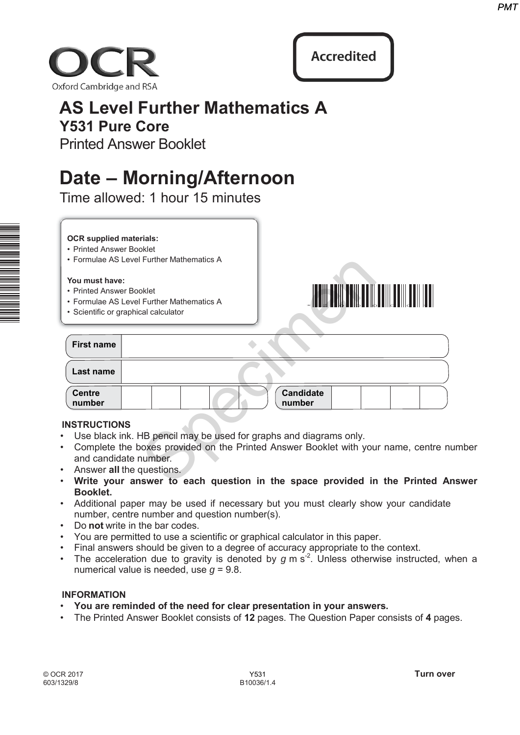OCR

Oxford Cambridge and RSA

Accredited

# AS Level Further Mathematics A

## Y531 Pure Core

Printed Answer Booklet

# Date – Morning/Afternoon

Time allowed: 1 hour 15 minutes

**OCR supplied materials:**
- Printed Answer Booklet
- Formulae AS Level Further Mathematics A

**You must have:**
- Printed Answer Booklet
- Formulae AS Level Further Mathematics A
- Scientific or graphical calculator

| First name | |
|---|---|
| Last name | |

| Centre number | | | | | | Candidate number | | | | |
|---|---|---|---|---|---|---|---|---|---|---|

**INSTRUCTIONS**

- Use black ink. HB pencil may be used for graphs and diagrams only.
- Complete the boxes provided on the Printed Answer Booklet with your name, centre number and candidate number.
- Answer **all** the questions.
- **Write your answer to each question in the space provided in the Printed Answer Booklet.**
- Additional paper may be used if necessary but you must clearly show your candidate number, centre number and question number(s).
- Do **not** write in the bar codes.
- You are permitted to use a scientific or graphical calculator in this paper.
- Final answers should be given to a degree of accuracy appropriate to the context.
- The acceleration due to gravity is denoted by $g$ m s$^{-2}$. Unless otherwise instructed, when a numerical value is needed, use $g = 9.8$.

**INFORMATION**

- **You are reminded of the need for clear presentation in your answers.**
- The Printed Answer Booklet consists of **12** pages. The Question Paper consists of **4** pages.

© OCR 2017 603/1329/8

Y531 B10036/1.4

**Turn over**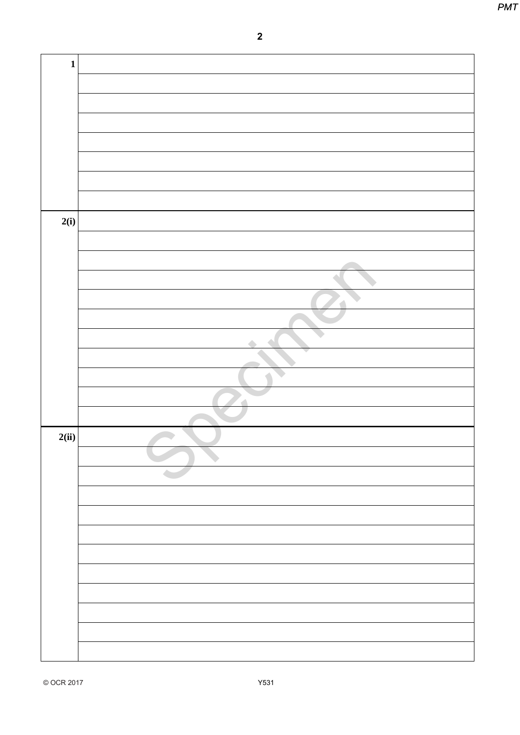| | |
|---|---|
| **1** | |
| | |
| | |
| | |
| | |
| | |
| | |
| | |
| **2(i)** | |
| | |
| | |
| | |
| | |
| | |
| | |
| | |
| | |
| | |
| | |
| **2(ii)** | |
| | |
| | |
| | |
| | |
| | |
| | |
| | |
| | |
| | |
| | |
| | |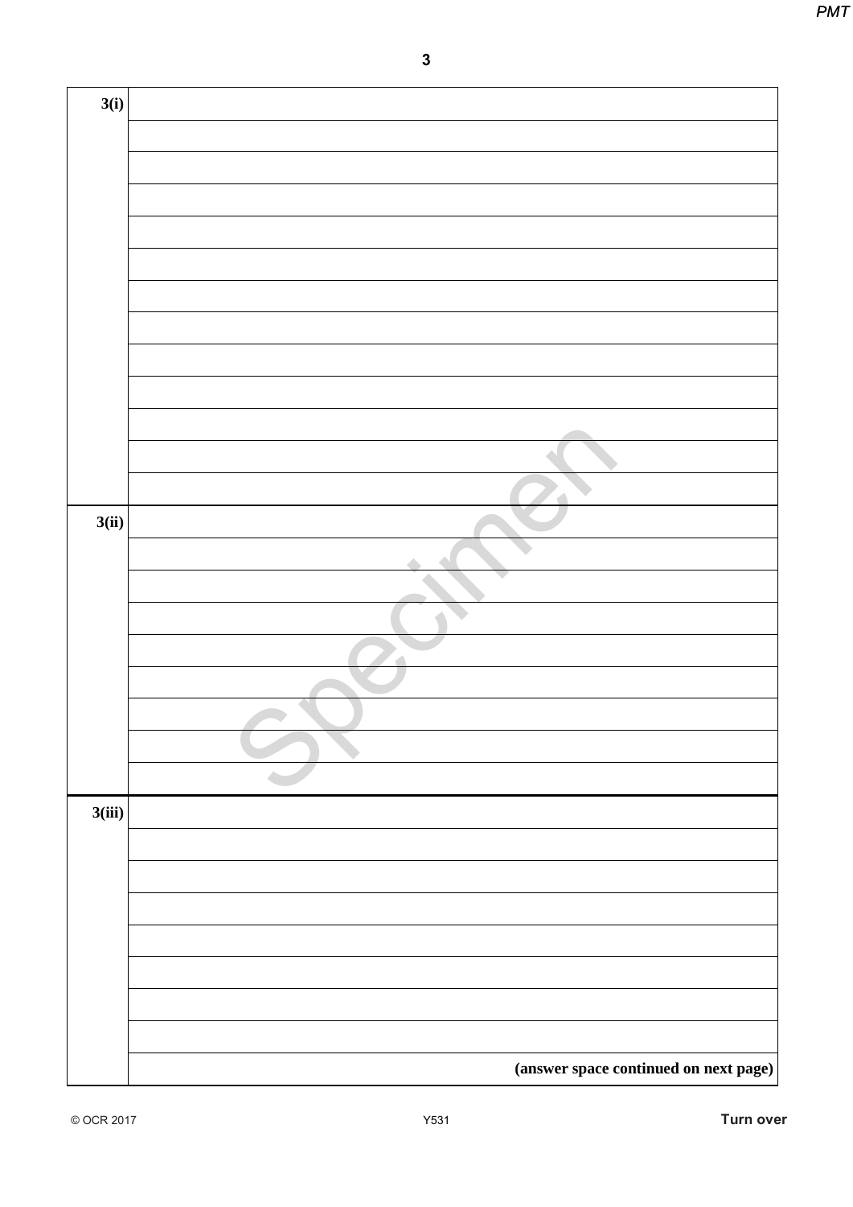| | |
|---|---|
| **3(i)** | |
| | |
| | |
| | |
| | |
| | |
| | |
| | |
| | |
| | |
| | |
| | |
| | |
| **3(ii)** | |
| | |
| | |
| | |
| | |
| | |
| | |
| | |
| | |
| **3(iii)** | |
| | |
| | |
| | |
| | |
| | |
| | |
| | |
| | **(answer space continued on next page)** |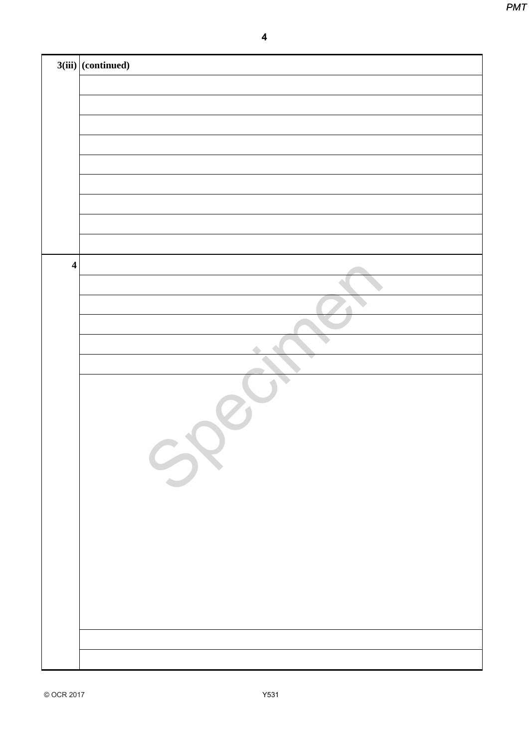| | |
|---|---|
| **3(iii)** | **(continued)** |
| | |
| | |
| | |
| | |
| | |
| | |
| | |
| | |
| | |
| **4** | |
| | |
| | |
| | |
| | |
| | |
| | |
| | |
| | |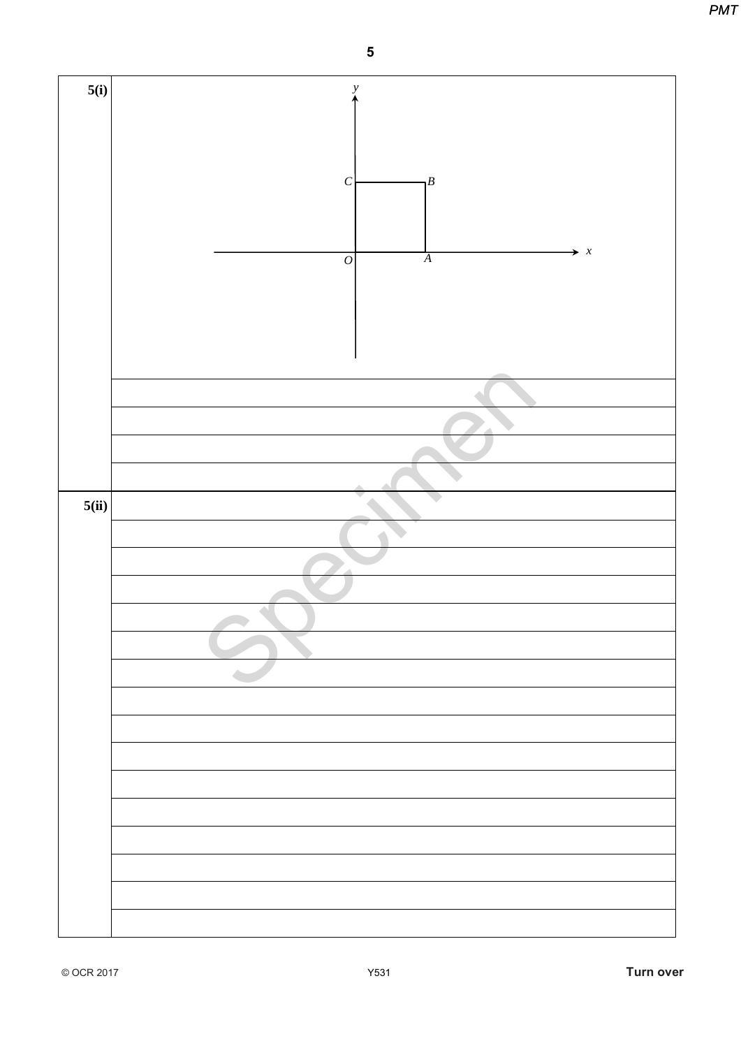**5(i)**

**5(ii)**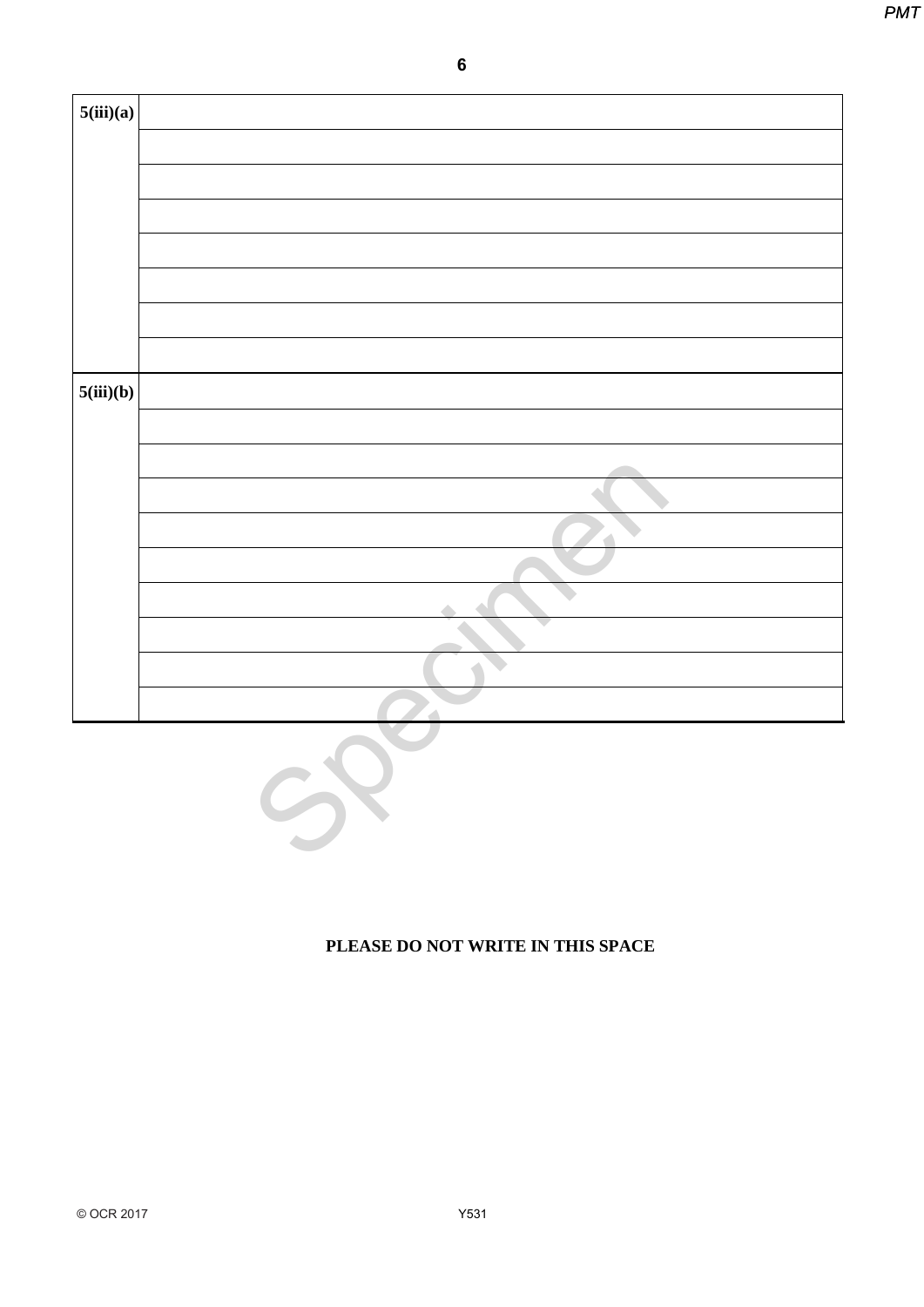| | |
|---|---|
| **5(iii)(a)** | |
| | |
| | |
| | |
| | |
| | |
| | |
| | |
| **5(iii)(b)** | |
| | |
| | |
| | |
| | |
| | |
| | |
| | |
| | |
| | |

**PLEASE DO NOT WRITE IN THIS SPACE**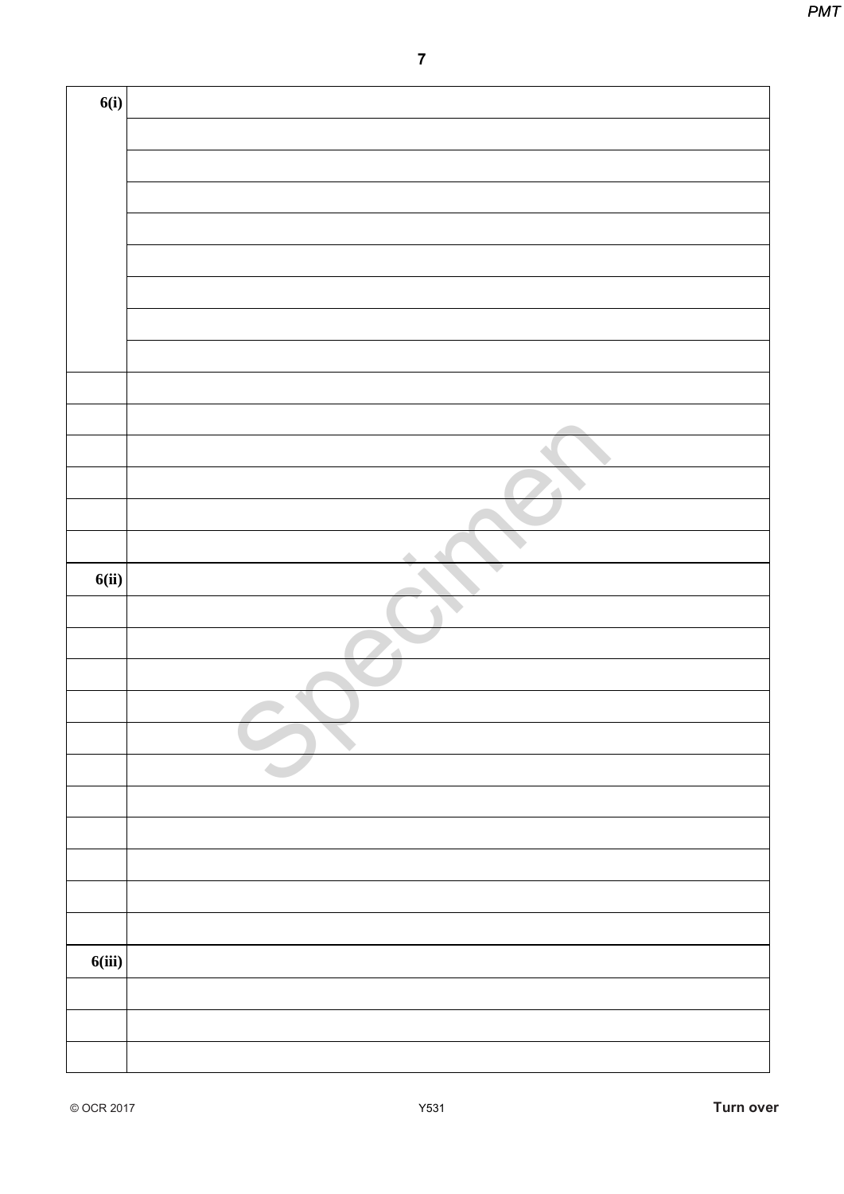| 6(i) | |
|---|---|
| | |
| | |
| | |
| | |
| | |
| | |
| | |
| | |
| | |
| | |
| | |
| | |
| | |
| | |
| 6(ii) | |
| | |
| | |
| | |
| | |
| | |
| | |
| | |
| | |
| | |
| | |
| | |
| 6(iii) | |
| | |
| | |
| | |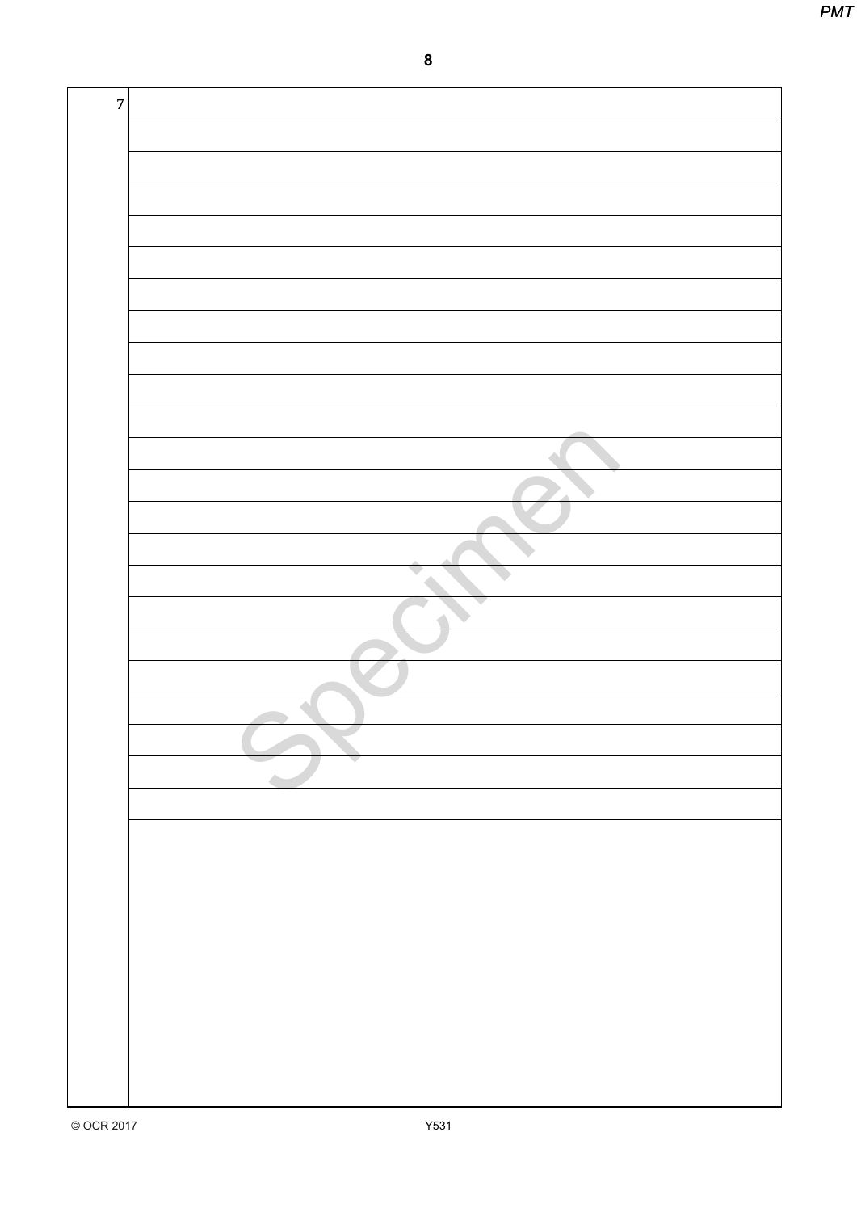7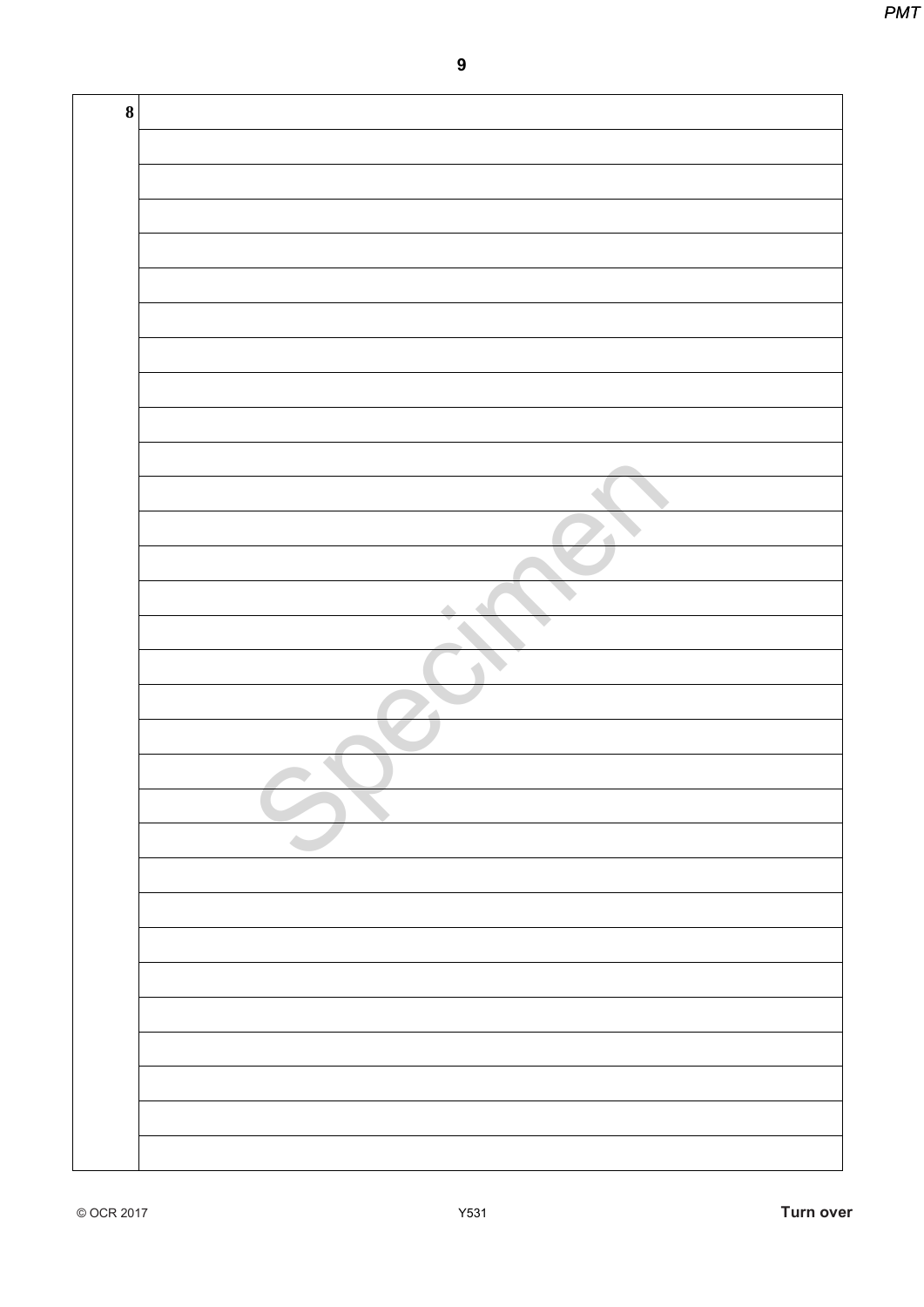8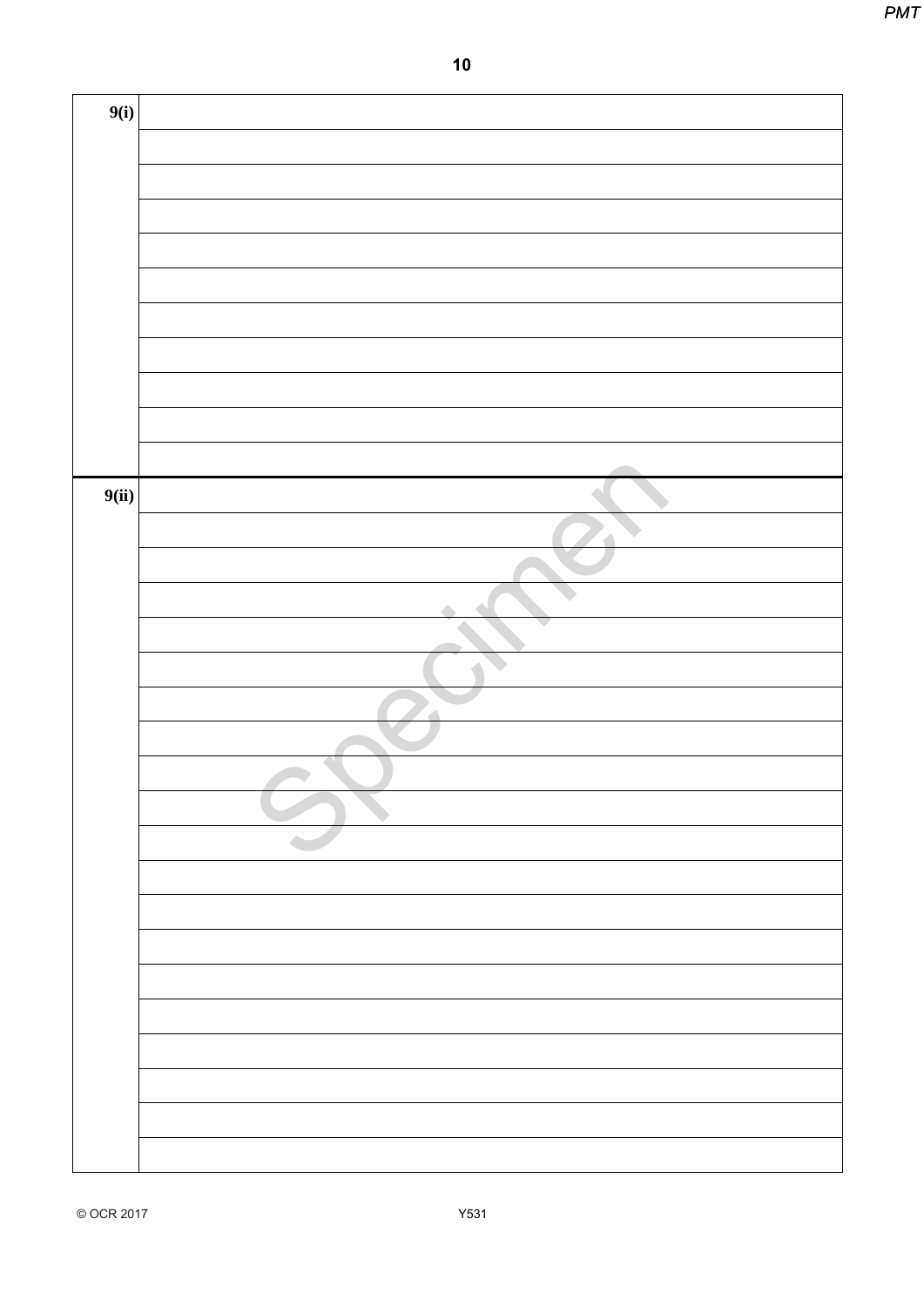| | |
|---|---|
| 9(i) | |
| | |
| | |
| | |
| | |
| | |
| | |
| | |
| | |
| | |
| | |
| 9(ii) | |
| | |
| | |
| | |
| | |
| | |
| | |
| | |
| | |
| | |
| | |
| | |
| | |
| | |
| | |
| | |
| | |
| | |
| | |
| | |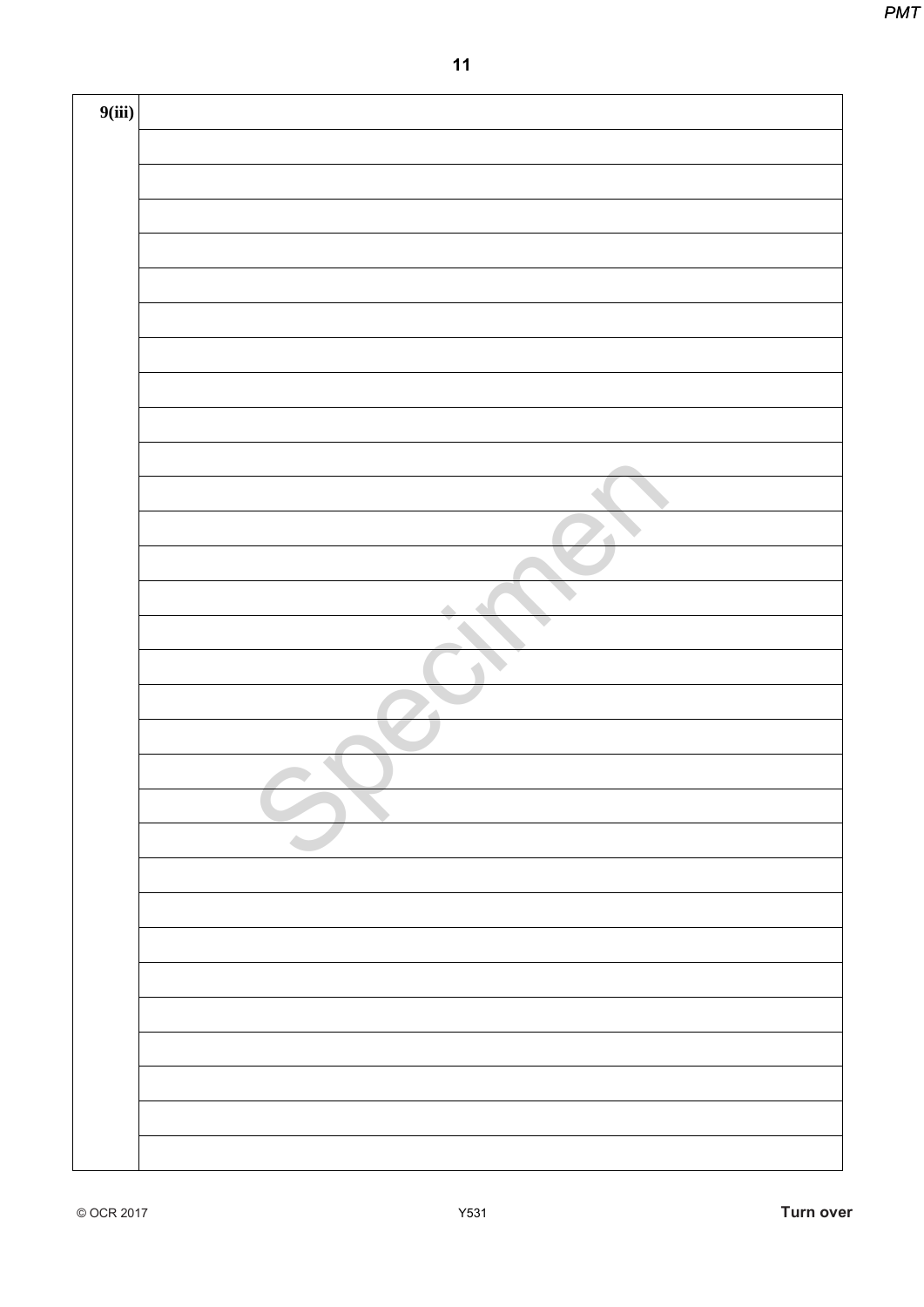9(iii)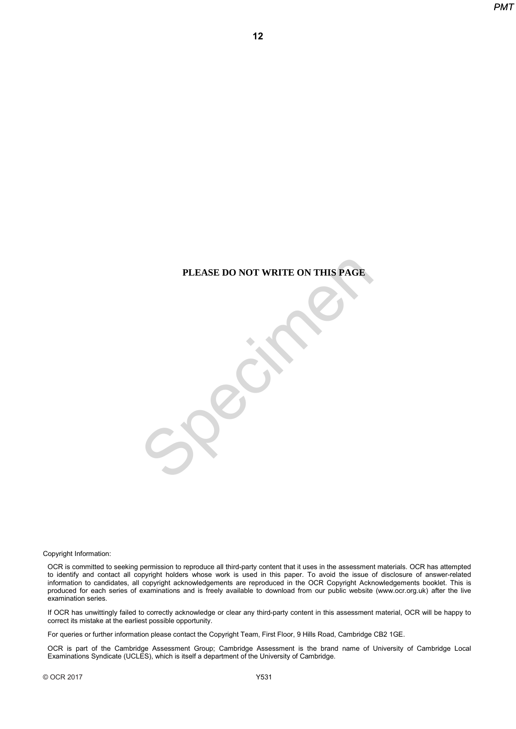**PLEASE DO NOT WRITE ON THIS PAGE**

Copyright Information:

OCR is committed to seeking permission to reproduce all third-party content that it uses in the assessment materials. OCR has attempted to identify and contact all copyright holders whose work is used in this paper. To avoid the issue of disclosure of answer-related information to candidates, all copyright acknowledgements are reproduced in the OCR Copyright Acknowledgements booklet. This is produced for each series of examinations and is freely available to download from our public website (www.ocr.org.uk) after the live examination series.

If OCR has unwittingly failed to correctly acknowledge or clear any third-party content in this assessment material, OCR will be happy to correct its mistake at the earliest possible opportunity.

For queries or further information please contact the Copyright Team, First Floor, 9 Hills Road, Cambridge CB2 1GE.

OCR is part of the Cambridge Assessment Group; Cambridge Assessment is the brand name of University of Cambridge Local Examinations Syndicate (UCLES), which is itself a department of the University of Cambridge.